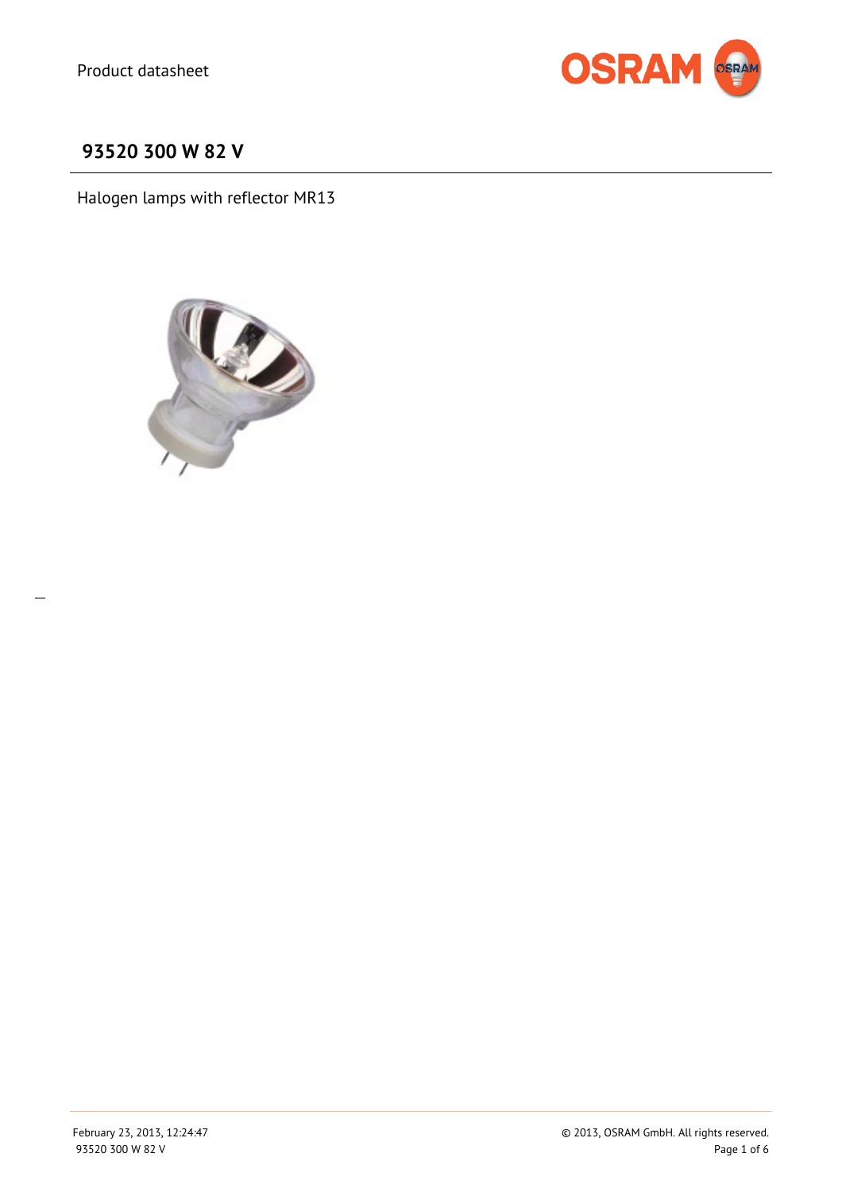Product datasheet

# 93520 300 W 82 V

Halogen lamps with reflector MR13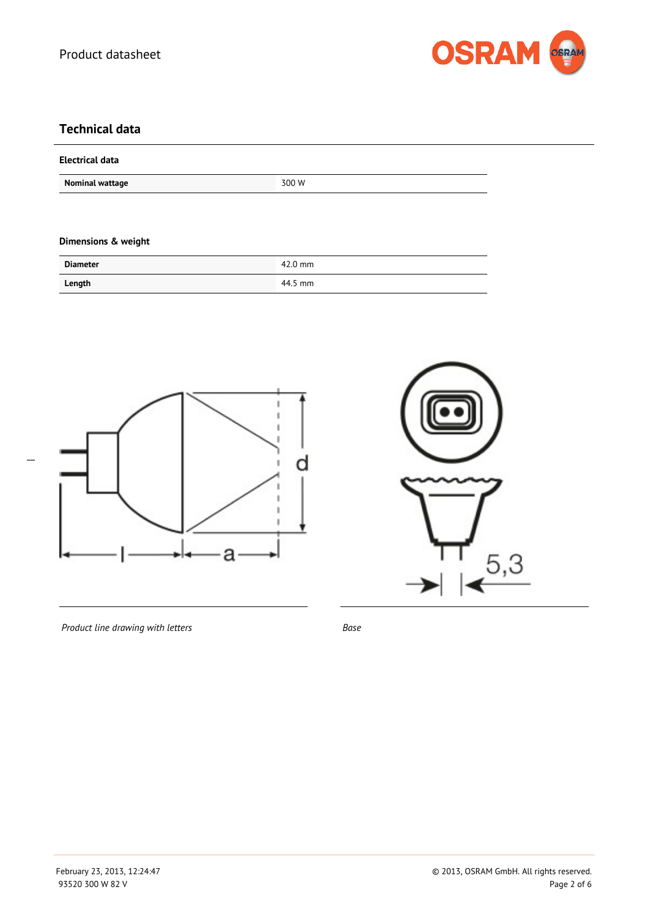## Technical data

### Electrical data

| Nominal wattage | 300 W |
|---|---|

### Dimensions & weight

| Diameter | 42.0 mm |
|---|---|
| Length | 44.5 mm |

*Product line drawing with letters*

*Base*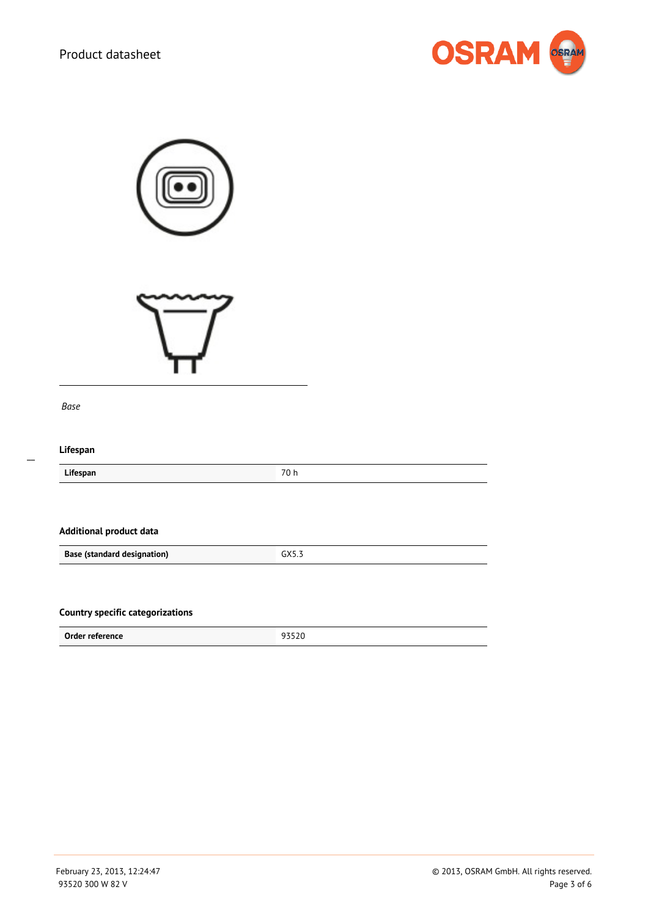*Base*

### Lifespan

| Lifespan | 70 h |
|---|---|

### Additional product data

| Base (standard designation) | GX5.3 |
|---|---|

### Country specific categorizations

| Order reference | 93520 |
|---|---|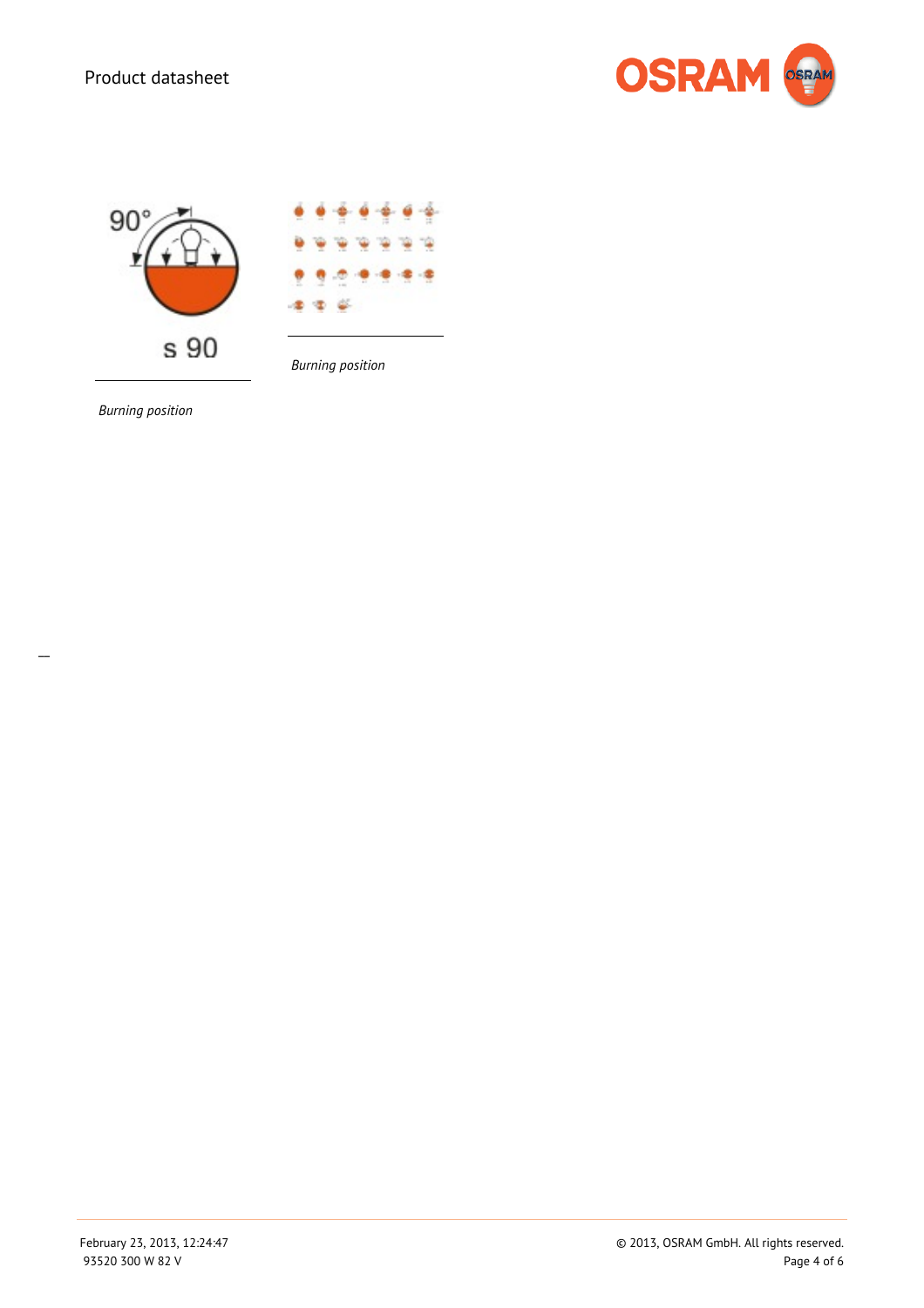90°

s 90

*Burning position*

*Burning position*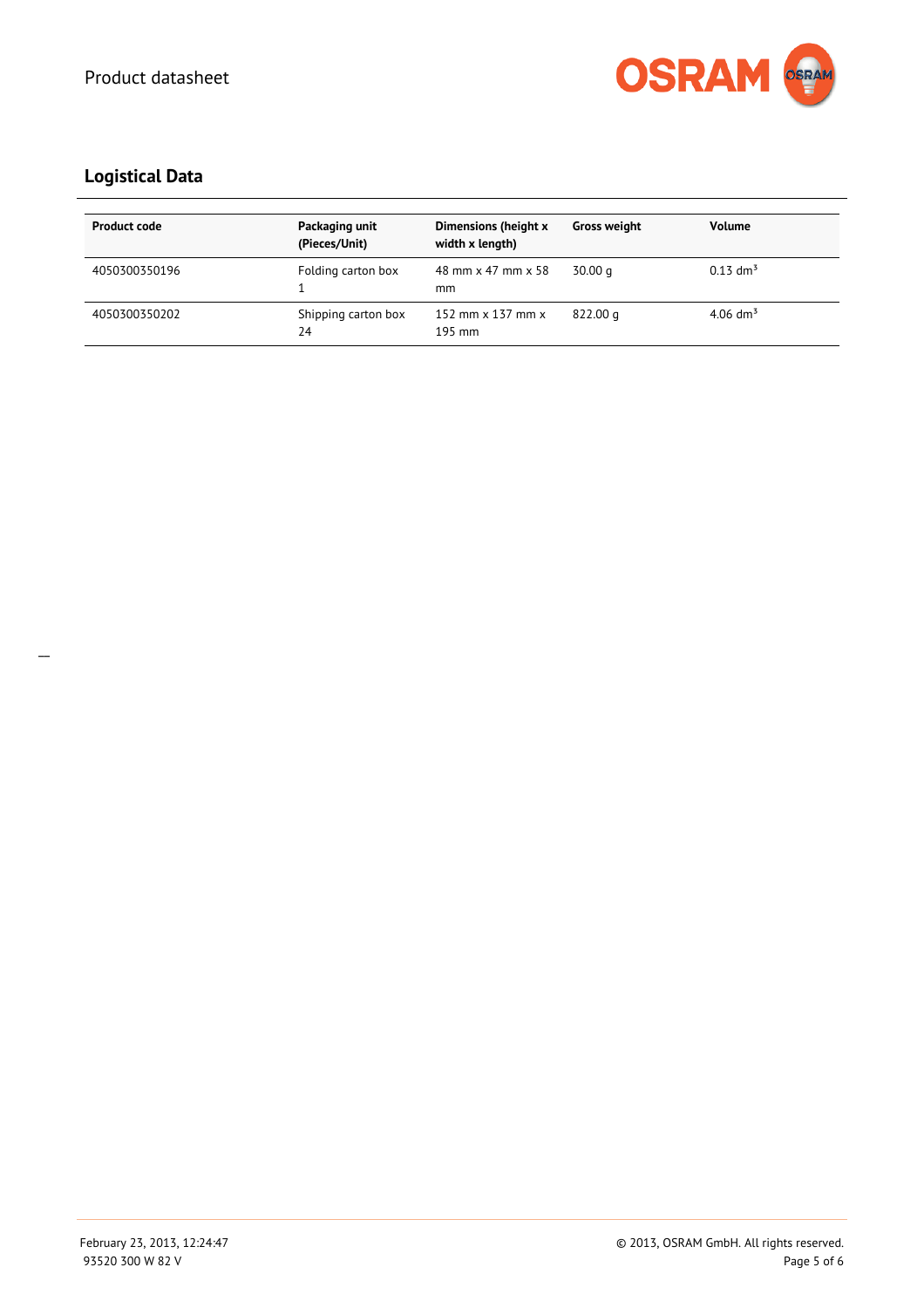## Logistical Data

| Product code | Packaging unit (Pieces/Unit) | Dimensions (height x width x length) | Gross weight | Volume |
|---|---|---|---|---|
| 4050300350196 | Folding carton box 1 | 48 mm x 47 mm x 58 mm | 30.00 g | 0.13 $dm^3$ |
| 4050300350202 | Shipping carton box 24 | 152 mm x 137 mm x 195 mm | 822.00 g | 4.06 $dm^3$ |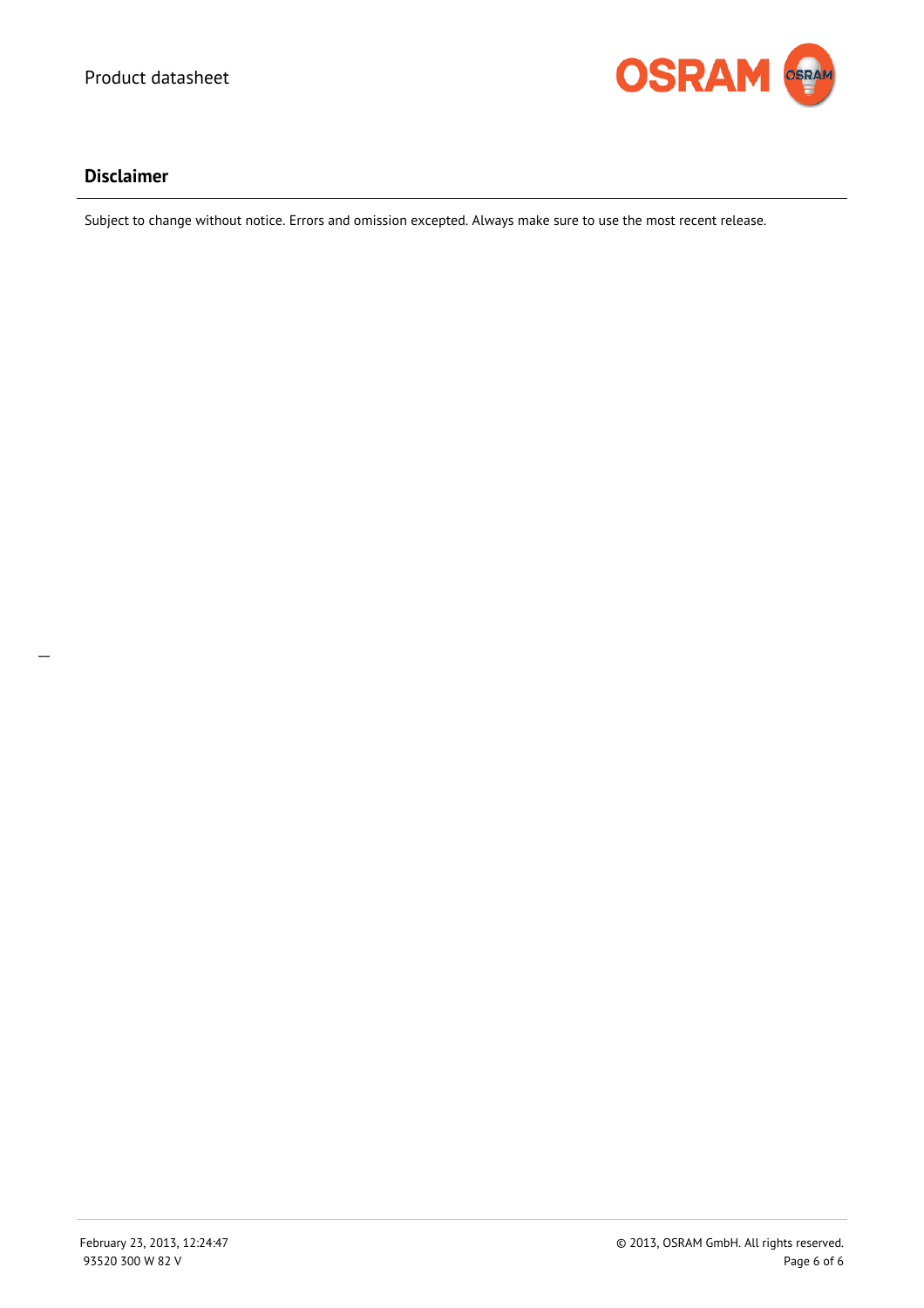## Disclaimer

Subject to change without notice. Errors and omission excepted. Always make sure to use the most recent release.